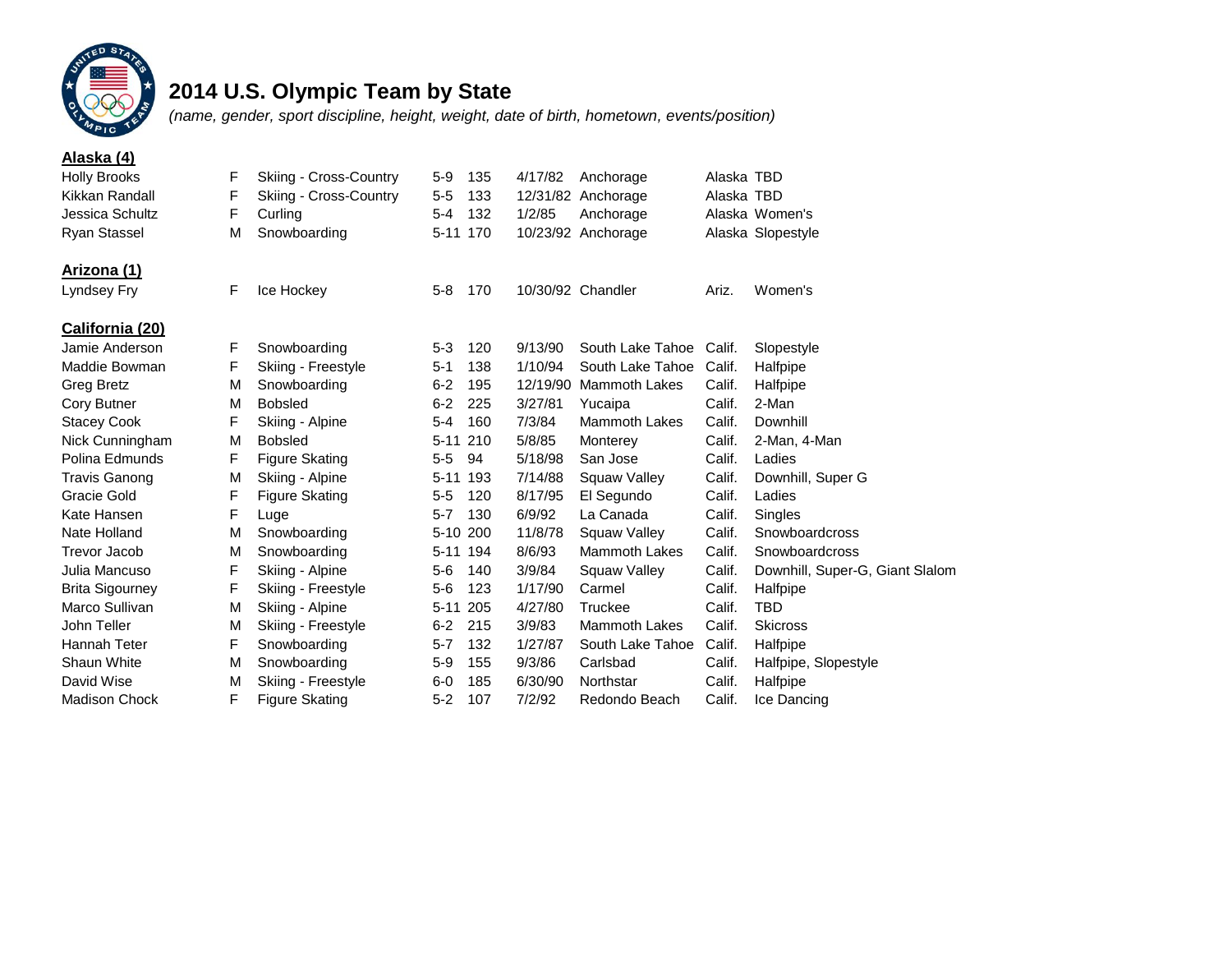# 2014 U.S. Olympic Team by State

*(name, gender, sport discipline, height, weight, date of birth, hometown, events/position)*

## Alaska (4)

| Name | Gender | Sport Discipline | Height | Weight | Date of Birth | Hometown | State | Events/Position |
|---|---|---|---|---|---|---|---|---|
| Holly Brooks | F | Skiing - Cross-Country | 5-9 | 135 | 4/17/82 | Anchorage | Alaska | TBD |
| Kikkan Randall | F | Skiing - Cross-Country | 5-5 | 133 | 12/31/82 | Anchorage | Alaska | TBD |
| Jessica Schultz | F | Curling | 5-4 | 132 | 1/2/85 | Anchorage | Alaska | Women's |
| Ryan Stassel | M | Snowboarding | 5-11 | 170 | 10/23/92 | Anchorage | Alaska | Slopestyle |

## Arizona (1)

| Name | Gender | Sport Discipline | Height | Weight | Date of Birth | Hometown | State | Events/Position |
|---|---|---|---|---|---|---|---|---|
| Lyndsey Fry | F | Ice Hockey | 5-8 | 170 | 10/30/92 | Chandler | Ariz. | Women's |

## California (20)

| Name | Gender | Sport Discipline | Height | Weight | Date of Birth | Hometown | State | Events/Position |
|---|---|---|---|---|---|---|---|---|
| Jamie Anderson | F | Snowboarding | 5-3 | 120 | 9/13/90 | South Lake Tahoe | Calif. | Slopestyle |
| Maddie Bowman | F | Skiing - Freestyle | 5-1 | 138 | 1/10/94 | South Lake Tahoe | Calif. | Halfpipe |
| Greg Bretz | M | Snowboarding | 6-2 | 195 | 12/19/90 | Mammoth Lakes | Calif. | Halfpipe |
| Cory Butner | M | Bobsled | 6-2 | 225 | 3/27/81 | Yucaipa | Calif. | 2-Man |
| Stacey Cook | F | Skiing - Alpine | 5-4 | 160 | 7/3/84 | Mammoth Lakes | Calif. | Downhill |
| Nick Cunningham | M | Bobsled | 5-11 | 210 | 5/8/85 | Monterey | Calif. | 2-Man, 4-Man |
| Polina Edmunds | F | Figure Skating | 5-5 | 94 | 5/18/98 | San Jose | Calif. | Ladies |
| Travis Ganong | M | Skiing - Alpine | 5-11 | 193 | 7/14/88 | Squaw Valley | Calif. | Downhill, Super G |
| Gracie Gold | F | Figure Skating | 5-5 | 120 | 8/17/95 | El Segundo | Calif. | Ladies |
| Kate Hansen | F | Luge | 5-7 | 130 | 6/9/92 | La Canada | Calif. | Singles |
| Nate Holland | M | Snowboarding | 5-10 | 200 | 11/8/78 | Squaw Valley | Calif. | Snowboardcross |
| Trevor Jacob | M | Snowboarding | 5-11 | 194 | 8/6/93 | Mammoth Lakes | Calif. | Snowboardcross |
| Julia Mancuso | F | Skiing - Alpine | 5-6 | 140 | 3/9/84 | Squaw Valley | Calif. | Downhill, Super-G, Giant Slalom |
| Brita Sigourney | F | Skiing - Freestyle | 5-6 | 123 | 1/17/90 | Carmel | Calif. | Halfpipe |
| Marco Sullivan | M | Skiing - Alpine | 5-11 | 205 | 4/27/80 | Truckee | Calif. | TBD |
| John Teller | M | Skiing - Freestyle | 6-2 | 215 | 3/9/83 | Mammoth Lakes | Calif. | Skicross |
| Hannah Teter | F | Snowboarding | 5-7 | 132 | 1/27/87 | South Lake Tahoe | Calif. | Halfpipe |
| Shaun White | M | Snowboarding | 5-9 | 155 | 9/3/86 | Carlsbad | Calif. | Halfpipe, Slopestyle |
| David Wise | M | Skiing - Freestyle | 6-0 | 185 | 6/30/90 | Northstar | Calif. | Halfpipe |
| Madison Chock | F | Figure Skating | 5-2 | 107 | 7/2/92 | Redondo Beach | Calif. | Ice Dancing |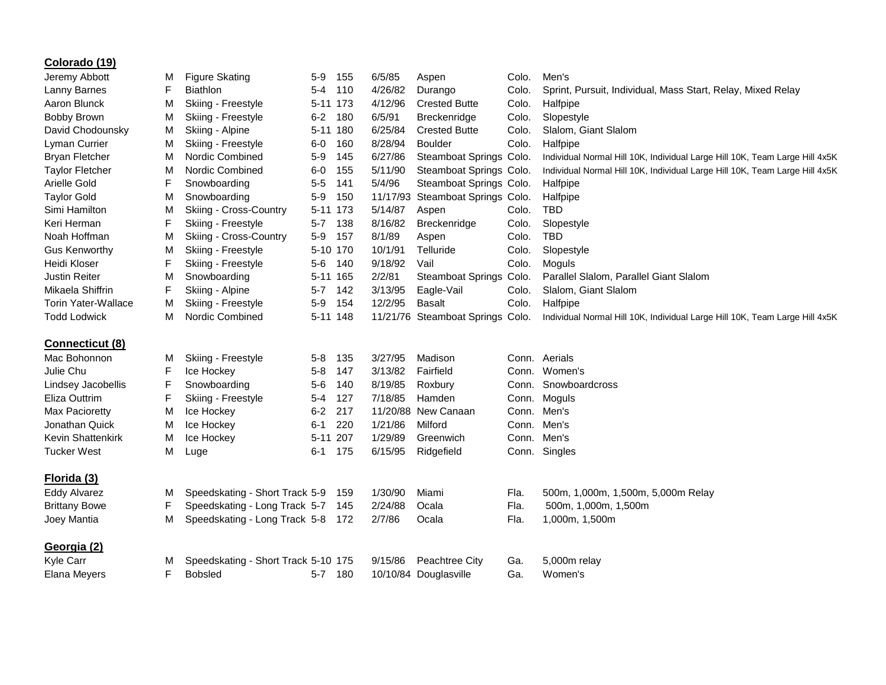## Colorado (19)

| Name | Sex | Sport | Height | Weight | Birthdate | Hometown | State | Events |
|---|---|---|---|---|---|---|---|---|
| Jeremy Abbott | M | Figure Skating | 5-9 | 155 | 6/5/85 | Aspen | Colo. | Men's |
| Lanny Barnes | F | Biathlon | 5-4 | 110 | 4/26/82 | Durango | Colo. | Sprint, Pursuit, Individual, Mass Start, Relay, Mixed Relay |
| Aaron Blunck | M | Skiing - Freestyle | 5-11 | 173 | 4/12/96 | Crested Butte | Colo. | Halfpipe |
| Bobby Brown | M | Skiing - Freestyle | 6-2 | 180 | 6/5/91 | Breckenridge | Colo. | Slopestyle |
| David Chodounsky | M | Skiing - Alpine | 5-11 | 180 | 6/25/84 | Crested Butte | Colo. | Slalom, Giant Slalom |
| Lyman Currier | M | Skiing - Freestyle | 6-0 | 160 | 8/28/94 | Boulder | Colo. | Halfpipe |
| Bryan Fletcher | M | Nordic Combined | 5-9 | 145 | 6/27/86 | Steamboat Springs | Colo. | Individual Normal Hill 10K, Individual Large Hill 10K, Team Large Hill 4x5K |
| Taylor Fletcher | M | Nordic Combined | 6-0 | 155 | 5/11/90 | Steamboat Springs | Colo. | Individual Normal Hill 10K, Individual Large Hill 10K, Team Large Hill 4x5K |
| Arielle Gold | F | Snowboarding | 5-5 | 141 | 5/4/96 | Steamboat Springs | Colo. | Halfpipe |
| Taylor Gold | M | Snowboarding | 5-9 | 150 | 11/17/93 | Steamboat Springs | Colo. | Halfpipe |
| Simi Hamilton | M | Skiing - Cross-Country | 5-11 | 173 | 5/14/87 | Aspen | Colo. | TBD |
| Keri Herman | F | Skiing - Freestyle | 5-7 | 138 | 8/16/82 | Breckenridge | Colo. | Slopestyle |
| Noah Hoffman | M | Skiing - Cross-Country | 5-9 | 157 | 8/1/89 | Aspen | Colo. | TBD |
| Gus Kenworthy | M | Skiing - Freestyle | 5-10 | 170 | 10/1/91 | Telluride | Colo. | Slopestyle |
| Heidi Kloser | F | Skiing - Freestyle | 5-6 | 140 | 9/18/92 | Vail | Colo. | Moguls |
| Justin Reiter | M | Snowboarding | 5-11 | 165 | 2/2/81 | Steamboat Springs | Colo. | Parallel Slalom, Parallel Giant Slalom |
| Mikaela Shiffrin | F | Skiing - Alpine | 5-7 | 142 | 3/13/95 | Eagle-Vail | Colo. | Slalom, Giant Slalom |
| Torin Yater-Wallace | M | Skiing - Freestyle | 5-9 | 154 | 12/2/95 | Basalt | Colo. | Halfpipe |
| Todd Lodwick | M | Nordic Combined | 5-11 | 148 | 11/21/76 | Steamboat Springs | Colo. | Individual Normal Hill 10K, Individual Large Hill 10K, Team Large Hill 4x5K |

## Connecticut (8)

| Name | Sex | Sport | Height | Weight | Birthdate | Hometown | State | Events |
|---|---|---|---|---|---|---|---|---|
| Mac Bohonnon | M | Skiing - Freestyle | 5-8 | 135 | 3/27/95 | Madison | Conn. | Aerials |
| Julie Chu | F | Ice Hockey | 5-8 | 147 | 3/13/82 | Fairfield | Conn. | Women's |
| Lindsey Jacobellis | F | Snowboarding | 5-6 | 140 | 8/19/85 | Roxbury | Conn. | Snowboardcross |
| Eliza Outtrim | F | Skiing - Freestyle | 5-4 | 127 | 7/18/85 | Hamden | Conn. | Moguls |
| Max Pacioretty | M | Ice Hockey | 6-2 | 217 | 11/20/88 | New Canaan | Conn. | Men's |
| Jonathan Quick | M | Ice Hockey | 6-1 | 220 | 1/21/86 | Milford | Conn. | Men's |
| Kevin Shattenkirk | M | Ice Hockey | 5-11 | 207 | 1/29/89 | Greenwich | Conn. | Men's |
| Tucker West | M | Luge | 6-1 | 175 | 6/15/95 | Ridgefield | Conn. | Singles |

## Florida (3)

| Name | Sex | Sport | Height | Weight | Birthdate | Hometown | State | Events |
|---|---|---|---|---|---|---|---|---|
| Eddy Alvarez | M | Speedskating - Short Track | 5-9 | 159 | 1/30/90 | Miami | Fla. | 500m, 1,000m, 1,500m, 5,000m Relay |
| Brittany Bowe | F | Speedskating - Long Track | 5-7 | 145 | 2/24/88 | Ocala | Fla. | 500m, 1,000m, 1,500m |
| Joey Mantia | M | Speedskating - Long Track | 5-8 | 172 | 2/7/86 | Ocala | Fla. | 1,000m, 1,500m |

## Georgia (2)

| Name | Sex | Sport | Height | Weight | Birthdate | Hometown | State | Events |
|---|---|---|---|---|---|---|---|---|
| Kyle Carr | M | Speedskating - Short Track | 5-10 | 175 | 9/15/86 | Peachtree City | Ga. | 5,000m relay |
| Elana Meyers | F | Bobsled | 5-7 | 180 | 10/10/84 | Douglasville | Ga. | Women's |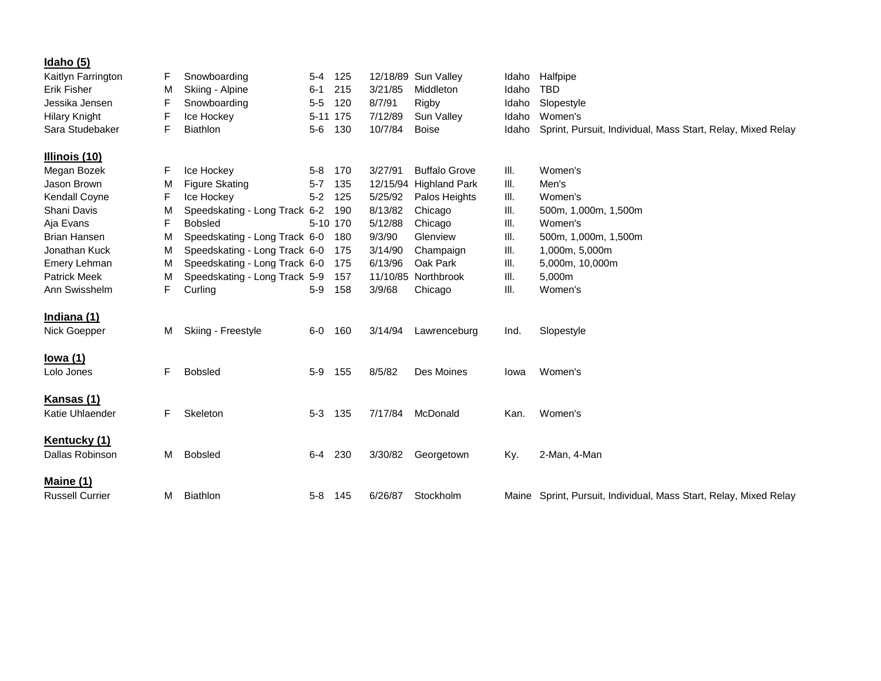**Idaho (5)**

| | | | | | | | | |
|---|---|---|---|---|---|---|---|---|
| Kaitlyn Farrington | F | Snowboarding | 5-4 | 125 | 12/18/89 | Sun Valley | Idaho | Halfpipe |
| Erik Fisher | M | Skiing - Alpine | 6-1 | 215 | 3/21/85 | Middleton | Idaho | TBD |
| Jessika Jensen | F | Snowboarding | 5-5 | 120 | 8/7/91 | Rigby | Idaho | Slopestyle |
| Hilary Knight | F | Ice Hockey | 5-11 | 175 | 7/12/89 | Sun Valley | Idaho | Women's |
| Sara Studebaker | F | Biathlon | 5-6 | 130 | 10/7/84 | Boise | Idaho | Sprint, Pursuit, Individual, Mass Start, Relay, Mixed Relay |

**Illinois (10)**

| | | | | | | | | |
|---|---|---|---|---|---|---|---|---|
| Megan Bozek | F | Ice Hockey | 5-8 | 170 | 3/27/91 | Buffalo Grove | Ill. | Women's |
| Jason Brown | M | Figure Skating | 5-7 | 135 | 12/15/94 | Highland Park | Ill. | Men's |
| Kendall Coyne | F | Ice Hockey | 5-2 | 125 | 5/25/92 | Palos Heights | Ill. | Women's |
| Shani Davis | M | Speedskating - Long Track | 6-2 | 190 | 8/13/82 | Chicago | Ill. | 500m, 1,000m, 1,500m |
| Aja Evans | F | Bobsled | 5-10 | 170 | 5/12/88 | Chicago | Ill. | Women's |
| Brian Hansen | M | Speedskating - Long Track | 6-0 | 180 | 9/3/90 | Glenview | Ill. | 500m, 1,000m, 1,500m |
| Jonathan Kuck | M | Speedskating - Long Track | 6-0 | 175 | 3/14/90 | Champaign | Ill. | 1,000m, 5,000m |
| Emery Lehman | M | Speedskating - Long Track | 6-0 | 175 | 6/13/96 | Oak Park | Ill. | 5,000m, 10,000m |
| Patrick Meek | M | Speedskating - Long Track | 5-9 | 157 | 11/10/85 | Northbrook | Ill. | 5,000m |
| Ann Swisshelm | F | Curling | 5-9 | 158 | 3/9/68 | Chicago | Ill. | Women's |

**Indiana (1)**

| | | | | | | | | |
|---|---|---|---|---|---|---|---|---|
| Nick Goepper | M | Skiing - Freestyle | 6-0 | 160 | 3/14/94 | Lawrenceburg | Ind. | Slopestyle |

**Iowa (1)**

| | | | | | | | | |
|---|---|---|---|---|---|---|---|---|
| Lolo Jones | F | Bobsled | 5-9 | 155 | 8/5/82 | Des Moines | Iowa | Women's |

**Kansas (1)**

| | | | | | | | | |
|---|---|---|---|---|---|---|---|---|
| Katie Uhlaender | F | Skeleton | 5-3 | 135 | 7/17/84 | McDonald | Kan. | Women's |

**Kentucky (1)**

| | | | | | | | | |
|---|---|---|---|---|---|---|---|---|
| Dallas Robinson | M | Bobsled | 6-4 | 230 | 3/30/82 | Georgetown | Ky. | 2-Man, 4-Man |

**Maine (1)**

| | | | | | | | | |
|---|---|---|---|---|---|---|---|---|
| Russell Currier | M | Biathlon | 5-8 | 145 | 6/26/87 | Stockholm | Maine | Sprint, Pursuit, Individual, Mass Start, Relay, Mixed Relay |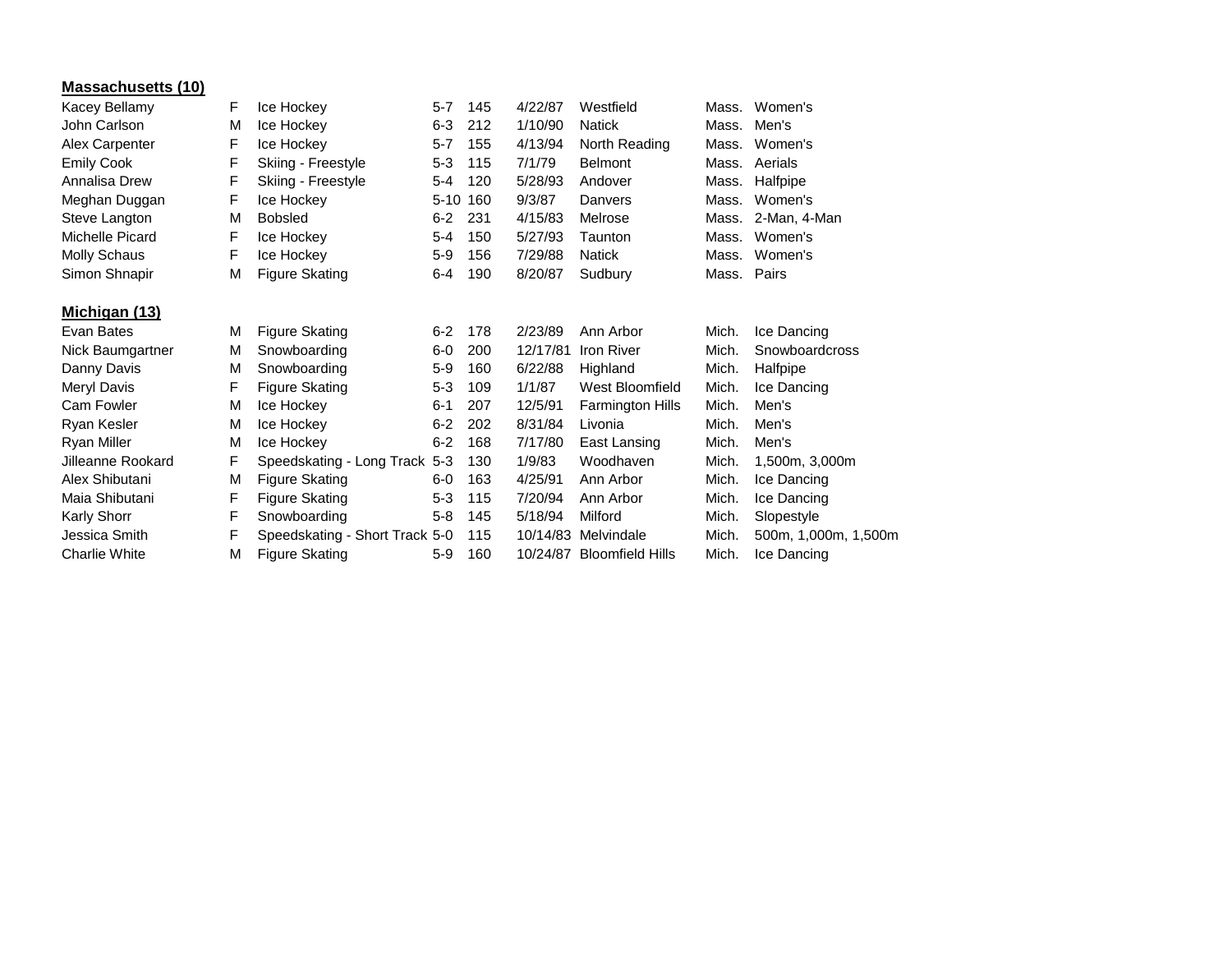**Massachusetts (10)**

| | | | | | | | | |
|---|---|---|---|---|---|---|---|---|
| Kacey Bellamy | F | Ice Hockey | 5-7 | 145 | 4/22/87 | Westfield | Mass. | Women's |
| John Carlson | M | Ice Hockey | 6-3 | 212 | 1/10/90 | Natick | Mass. | Men's |
| Alex Carpenter | F | Ice Hockey | 5-7 | 155 | 4/13/94 | North Reading | Mass. | Women's |
| Emily Cook | F | Skiing - Freestyle | 5-3 | 115 | 7/1/79 | Belmont | Mass. | Aerials |
| Annalisa Drew | F | Skiing - Freestyle | 5-4 | 120 | 5/28/93 | Andover | Mass. | Halfpipe |
| Meghan Duggan | F | Ice Hockey | 5-10 | 160 | 9/3/87 | Danvers | Mass. | Women's |
| Steve Langton | M | Bobsled | 6-2 | 231 | 4/15/83 | Melrose | Mass. | 2-Man, 4-Man |
| Michelle Picard | F | Ice Hockey | 5-4 | 150 | 5/27/93 | Taunton | Mass. | Women's |
| Molly Schaus | F | Ice Hockey | 5-9 | 156 | 7/29/88 | Natick | Mass. | Women's |
| Simon Shnapir | M | Figure Skating | 6-4 | 190 | 8/20/87 | Sudbury | Mass. | Pairs |

**Michigan (13)**

| | | | | | | | | |
|---|---|---|---|---|---|---|---|---|
| Evan Bates | M | Figure Skating | 6-2 | 178 | 2/23/89 | Ann Arbor | Mich. | Ice Dancing |
| Nick Baumgartner | M | Snowboarding | 6-0 | 200 | 12/17/81 | Iron River | Mich. | Snowboardcross |
| Danny Davis | M | Snowboarding | 5-9 | 160 | 6/22/88 | Highland | Mich. | Halfpipe |
| Meryl Davis | F | Figure Skating | 5-3 | 109 | 1/1/87 | West Bloomfield | Mich. | Ice Dancing |
| Cam Fowler | M | Ice Hockey | 6-1 | 207 | 12/5/91 | Farmington Hills | Mich. | Men's |
| Ryan Kesler | M | Ice Hockey | 6-2 | 202 | 8/31/84 | Livonia | Mich. | Men's |
| Ryan Miller | M | Ice Hockey | 6-2 | 168 | 7/17/80 | East Lansing | Mich. | Men's |
| Jilleanne Rookard | F | Speedskating - Long Track | 5-3 | 130 | 1/9/83 | Woodhaven | Mich. | 1,500m, 3,000m |
| Alex Shibutani | M | Figure Skating | 6-0 | 163 | 4/25/91 | Ann Arbor | Mich. | Ice Dancing |
| Maia Shibutani | F | Figure Skating | 5-3 | 115 | 7/20/94 | Ann Arbor | Mich. | Ice Dancing |
| Karly Shorr | F | Snowboarding | 5-8 | 145 | 5/18/94 | Milford | Mich. | Slopestyle |
| Jessica Smith | F | Speedskating - Short Track | 5-0 | 115 | 10/14/83 | Melvindale | Mich. | 500m, 1,000m, 1,500m |
| Charlie White | M | Figure Skating | 5-9 | 160 | 10/24/87 | Bloomfield Hills | Mich. | Ice Dancing |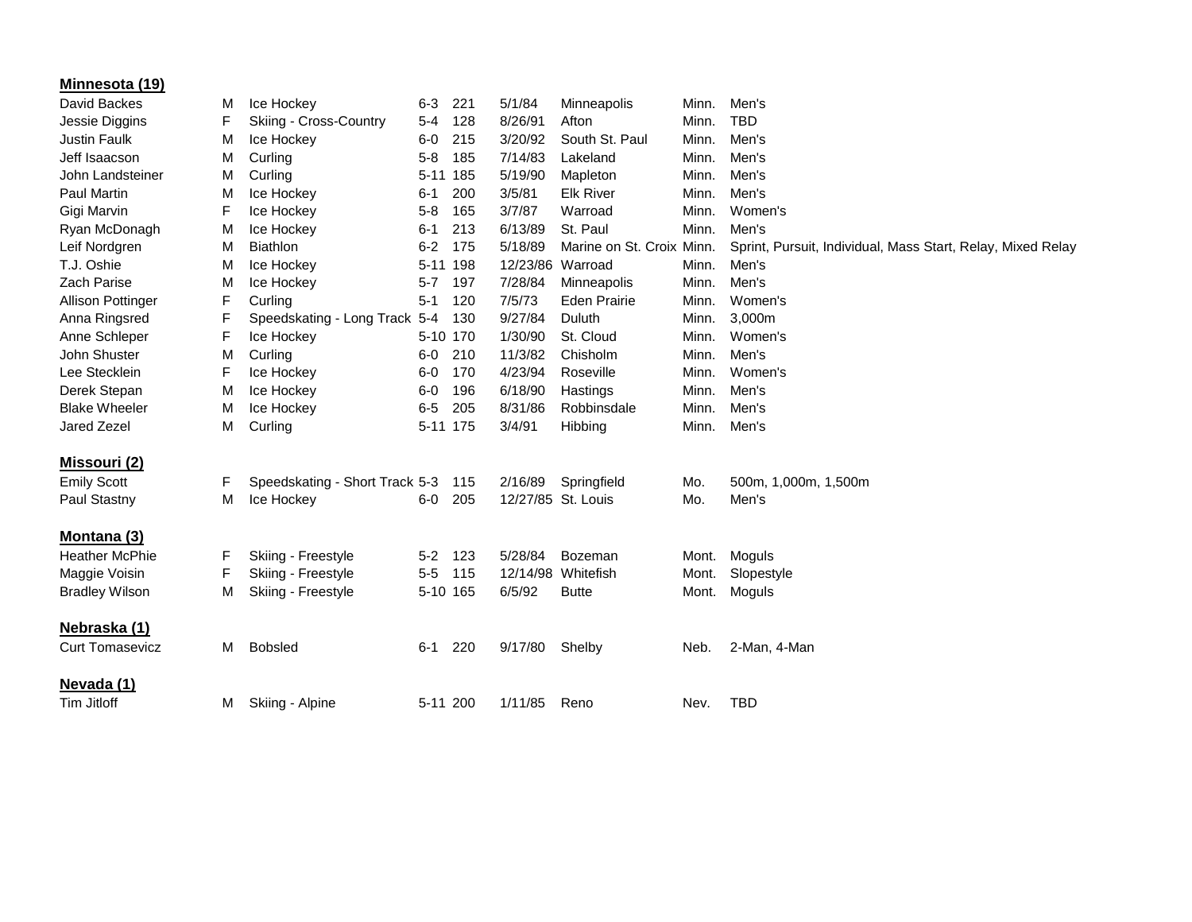**Minnesota (19)**

| | | | | | | | | |
|---|---|---|---|---|---|---|---|---|
| David Backes | M | Ice Hockey | 6-3 | 221 | 5/1/84 | Minneapolis | Minn. | Men's |
| Jessie Diggins | F | Skiing - Cross-Country | 5-4 | 128 | 8/26/91 | Afton | Minn. | TBD |
| Justin Faulk | M | Ice Hockey | 6-0 | 215 | 3/20/92 | South St. Paul | Minn. | Men's |
| Jeff Isaacson | M | Curling | 5-8 | 185 | 7/14/83 | Lakeland | Minn. | Men's |
| John Landsteiner | M | Curling | 5-11 | 185 | 5/19/90 | Mapleton | Minn. | Men's |
| Paul Martin | M | Ice Hockey | 6-1 | 200 | 3/5/81 | Elk River | Minn. | Men's |
| Gigi Marvin | F | Ice Hockey | 5-8 | 165 | 3/7/87 | Warroad | Minn. | Women's |
| Ryan McDonagh | M | Ice Hockey | 6-1 | 213 | 6/13/89 | St. Paul | Minn. | Men's |
| Leif Nordgren | M | Biathlon | 6-2 | 175 | 5/18/89 | Marine on St. Croix | Minn. | Sprint, Pursuit, Individual, Mass Start, Relay, Mixed Relay |
| T.J. Oshie | M | Ice Hockey | 5-11 | 198 | 12/23/86 | Warroad | Minn. | Men's |
| Zach Parise | M | Ice Hockey | 5-7 | 197 | 7/28/84 | Minneapolis | Minn. | Men's |
| Allison Pottinger | F | Curling | 5-1 | 120 | 7/5/73 | Eden Prairie | Minn. | Women's |
| Anna Ringsred | F | Speedskating - Long Track | 5-4 | 130 | 9/27/84 | Duluth | Minn. | 3,000m |
| Anne Schleper | F | Ice Hockey | 5-10 | 170 | 1/30/90 | St. Cloud | Minn. | Women's |
| John Shuster | M | Curling | 6-0 | 210 | 11/3/82 | Chisholm | Minn. | Men's |
| Lee Stecklein | F | Ice Hockey | 6-0 | 170 | 4/23/94 | Roseville | Minn. | Women's |
| Derek Stepan | M | Ice Hockey | 6-0 | 196 | 6/18/90 | Hastings | Minn. | Men's |
| Blake Wheeler | M | Ice Hockey | 6-5 | 205 | 8/31/86 | Robbinsdale | Minn. | Men's |
| Jared Zezel | M | Curling | 5-11 | 175 | 3/4/91 | Hibbing | Minn. | Men's |

**Missouri (2)**

| | | | | | | | | |
|---|---|---|---|---|---|---|---|---|
| Emily Scott | F | Speedskating - Short Track | 5-3 | 115 | 2/16/89 | Springfield | Mo. | 500m, 1,000m, 1,500m |
| Paul Stastny | M | Ice Hockey | 6-0 | 205 | 12/27/85 | St. Louis | Mo. | Men's |

**Montana (3)**

| | | | | | | | | |
|---|---|---|---|---|---|---|---|---|
| Heather McPhie | F | Skiing - Freestyle | 5-2 | 123 | 5/28/84 | Bozeman | Mont. | Moguls |
| Maggie Voisin | F | Skiing - Freestyle | 5-5 | 115 | 12/14/98 | Whitefish | Mont. | Slopestyle |
| Bradley Wilson | M | Skiing - Freestyle | 5-10 | 165 | 6/5/92 | Butte | Mont. | Moguls |

**Nebraska (1)**

| | | | | | | | | |
|---|---|---|---|---|---|---|---|---|
| Curt Tomasevicz | M | Bobsled | 6-1 | 220 | 9/17/80 | Shelby | Neb. | 2-Man, 4-Man |

**Nevada (1)**

| | | | | | | | | |
|---|---|---|---|---|---|---|---|---|
| Tim Jitloff | M | Skiing - Alpine | 5-11 | 200 | 1/11/85 | Reno | Nev. | TBD |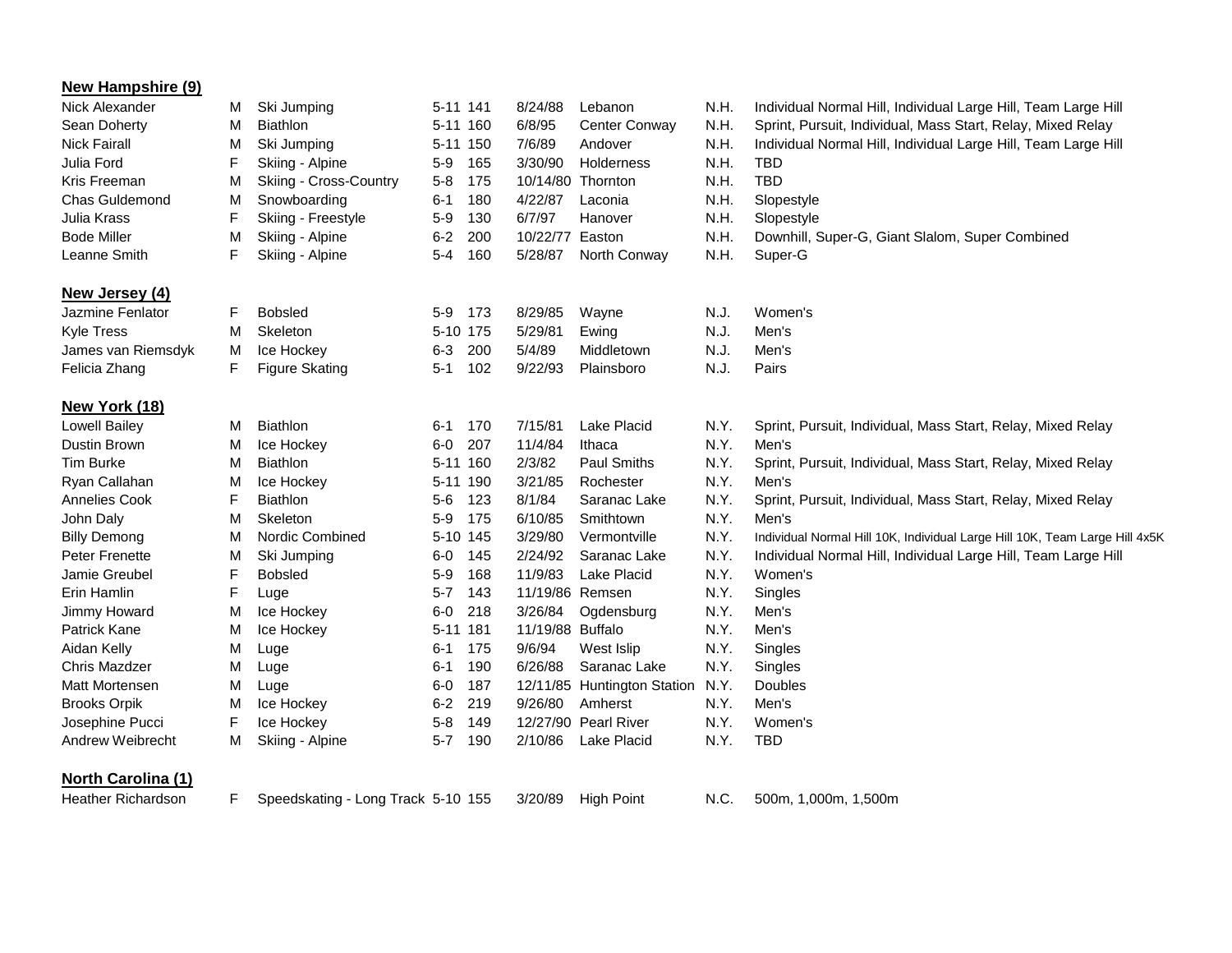**New Hampshire (9)**

| | | | | | | | | |
|---|---|---|---|---|---|---|---|---|
| Nick Alexander | M | Ski Jumping | 5-11 | 141 | 8/24/88 | Lebanon | N.H. | Individual Normal Hill, Individual Large Hill, Team Large Hill |
| Sean Doherty | M | Biathlon | 5-11 | 160 | 6/8/95 | Center Conway | N.H. | Sprint, Pursuit, Individual, Mass Start, Relay, Mixed Relay |
| Nick Fairall | M | Ski Jumping | 5-11 | 150 | 7/6/89 | Andover | N.H. | Individual Normal Hill, Individual Large Hill, Team Large Hill |
| Julia Ford | F | Skiing - Alpine | 5-9 | 165 | 3/30/90 | Holderness | N.H. | TBD |
| Kris Freeman | M | Skiing - Cross-Country | 5-8 | 175 | 10/14/80 | Thornton | N.H. | TBD |
| Chas Guldemond | M | Snowboarding | 6-1 | 180 | 4/22/87 | Laconia | N.H. | Slopestyle |
| Julia Krass | F | Skiing - Freestyle | 5-9 | 130 | 6/7/97 | Hanover | N.H. | Slopestyle |
| Bode Miller | M | Skiing - Alpine | 6-2 | 200 | 10/22/77 | Easton | N.H. | Downhill, Super-G, Giant Slalom, Super Combined |
| Leanne Smith | F | Skiing - Alpine | 5-4 | 160 | 5/28/87 | North Conway | N.H. | Super-G |

**New Jersey (4)**

| | | | | | | | | |
|---|---|---|---|---|---|---|---|---|
| Jazmine Fenlator | F | Bobsled | 5-9 | 173 | 8/29/85 | Wayne | N.J. | Women's |
| Kyle Tress | M | Skeleton | 5-10 | 175 | 5/29/81 | Ewing | N.J. | Men's |
| James van Riemsdyk | M | Ice Hockey | 6-3 | 200 | 5/4/89 | Middletown | N.J. | Men's |
| Felicia Zhang | F | Figure Skating | 5-1 | 102 | 9/22/93 | Plainsboro | N.J. | Pairs |

**New York (18)**

| | | | | | | | | |
|---|---|---|---|---|---|---|---|---|
| Lowell Bailey | M | Biathlon | 6-1 | 170 | 7/15/81 | Lake Placid | N.Y. | Sprint, Pursuit, Individual, Mass Start, Relay, Mixed Relay |
| Dustin Brown | M | Ice Hockey | 6-0 | 207 | 11/4/84 | Ithaca | N.Y. | Men's |
| Tim Burke | M | Biathlon | 5-11 | 160 | 2/3/82 | Paul Smiths | N.Y. | Sprint, Pursuit, Individual, Mass Start, Relay, Mixed Relay |
| Ryan Callahan | M | Ice Hockey | 5-11 | 190 | 3/21/85 | Rochester | N.Y. | Men's |
| Annelies Cook | F | Biathlon | 5-6 | 123 | 8/1/84 | Saranac Lake | N.Y. | Sprint, Pursuit, Individual, Mass Start, Relay, Mixed Relay |
| John Daly | M | Skeleton | 5-9 | 175 | 6/10/85 | Smithtown | N.Y. | Men's |
| Billy Demong | M | Nordic Combined | 5-10 | 145 | 3/29/80 | Vermontville | N.Y. | Individual Normal Hill 10K, Individual Large Hill 10K, Team Large Hill 4x5K |
| Peter Frenette | M | Ski Jumping | 6-0 | 145 | 2/24/92 | Saranac Lake | N.Y. | Individual Normal Hill, Individual Large Hill, Team Large Hill |
| Jamie Greubel | F | Bobsled | 5-9 | 168 | 11/9/83 | Lake Placid | N.Y. | Women's |
| Erin Hamlin | F | Luge | 5-7 | 143 | 11/19/86 | Remsen | N.Y. | Singles |
| Jimmy Howard | M | Ice Hockey | 6-0 | 218 | 3/26/84 | Ogdensburg | N.Y. | Men's |
| Patrick Kane | M | Ice Hockey | 5-11 | 181 | 11/19/88 | Buffalo | N.Y. | Men's |
| Aidan Kelly | M | Luge | 6-1 | 175 | 9/6/94 | West Islip | N.Y. | Singles |
| Chris Mazdzer | M | Luge | 6-1 | 190 | 6/26/88 | Saranac Lake | N.Y. | Singles |
| Matt Mortensen | M | Luge | 6-0 | 187 | 12/11/85 | Huntington Station | N.Y. | Doubles |
| Brooks Orpik | M | Ice Hockey | 6-2 | 219 | 9/26/80 | Amherst | N.Y. | Men's |
| Josephine Pucci | F | Ice Hockey | 5-8 | 149 | 12/27/90 | Pearl River | N.Y. | Women's |
| Andrew Weibrecht | M | Skiing - Alpine | 5-7 | 190 | 2/10/86 | Lake Placid | N.Y. | TBD |

**North Carolina (1)**

| | | | | | | | | |
|---|---|---|---|---|---|---|---|---|
| Heather Richardson | F | Speedskating - Long Track | 5-10 | 155 | 3/20/89 | High Point | N.C. | 500m, 1,000m, 1,500m |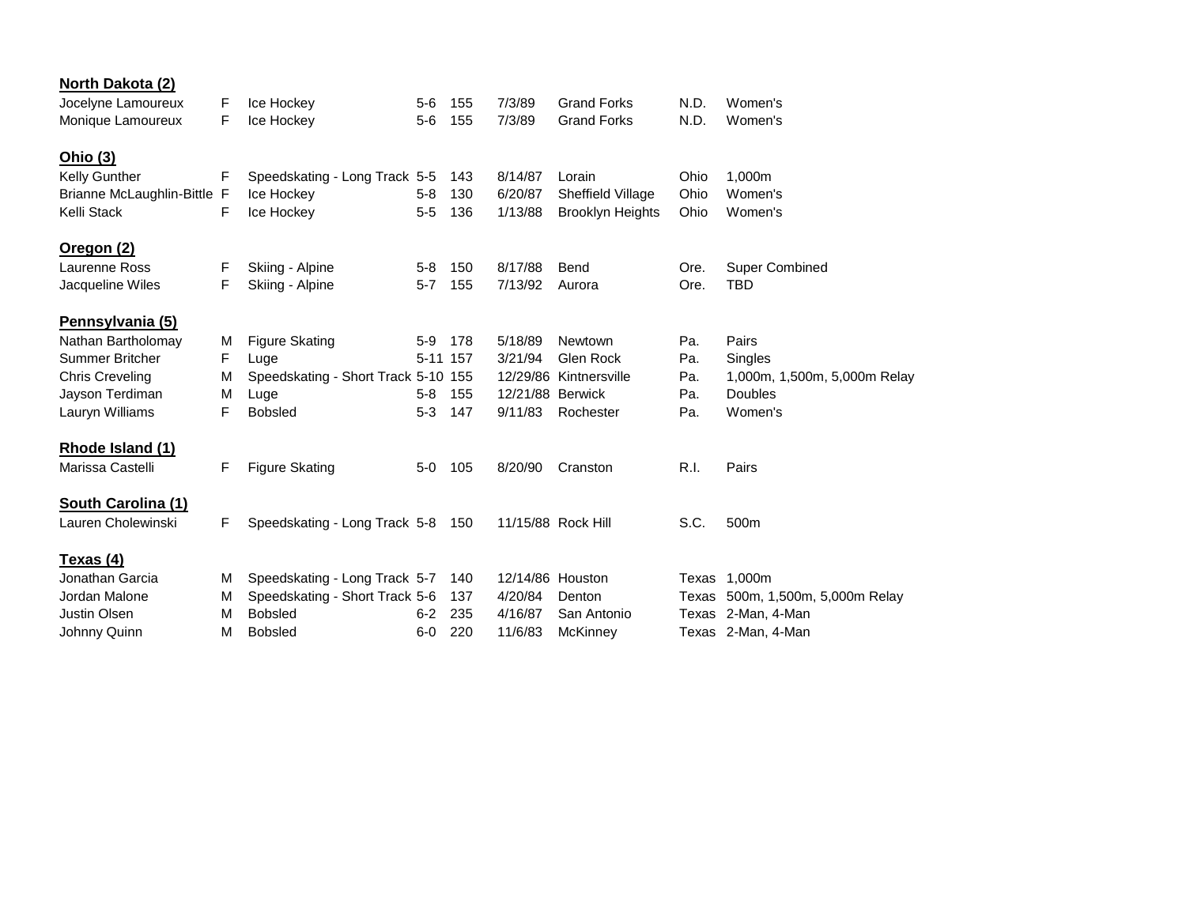**North Dakota (2)**

| | | | | | | | | |
|---|---|---|---|---|---|---|---|---|
| Jocelyne Lamoureux | F | Ice Hockey | 5-6 | 155 | 7/3/89 | Grand Forks | N.D. | Women's |
| Monique Lamoureux | F | Ice Hockey | 5-6 | 155 | 7/3/89 | Grand Forks | N.D. | Women's |

**Ohio (3)**

| | | | | | | | | |
|---|---|---|---|---|---|---|---|---|
| Kelly Gunther | F | Speedskating - Long Track | 5-5 | 143 | 8/14/87 | Lorain | Ohio | 1,000m |
| Brianne McLaughlin-Bittle | F | Ice Hockey | 5-8 | 130 | 6/20/87 | Sheffield Village | Ohio | Women's |
| Kelli Stack | F | Ice Hockey | 5-5 | 136 | 1/13/88 | Brooklyn Heights | Ohio | Women's |

**Oregon (2)**

| | | | | | | | | |
|---|---|---|---|---|---|---|---|---|
| Laurenne Ross | F | Skiing - Alpine | 5-8 | 150 | 8/17/88 | Bend | Ore. | Super Combined |
| Jacqueline Wiles | F | Skiing - Alpine | 5-7 | 155 | 7/13/92 | Aurora | Ore. | TBD |

**Pennsylvania (5)**

| | | | | | | | | |
|---|---|---|---|---|---|---|---|---|
| Nathan Bartholomay | M | Figure Skating | 5-9 | 178 | 5/18/89 | Newtown | Pa. | Pairs |
| Summer Britcher | F | Luge | 5-11 | 157 | 3/21/94 | Glen Rock | Pa. | Singles |
| Chris Creveling | M | Speedskating - Short Track | 5-10 | 155 | 12/29/86 | Kintnersville | Pa. | 1,000m, 1,500m, 5,000m Relay |
| Jayson Terdiman | M | Luge | 5-8 | 155 | 12/21/88 | Berwick | Pa. | Doubles |
| Lauryn Williams | F | Bobsled | 5-3 | 147 | 9/11/83 | Rochester | Pa. | Women's |

**Rhode Island (1)**

| | | | | | | | | |
|---|---|---|---|---|---|---|---|---|
| Marissa Castelli | F | Figure Skating | 5-0 | 105 | 8/20/90 | Cranston | R.I. | Pairs |

**South Carolina (1)**

| | | | | | | | | |
|---|---|---|---|---|---|---|---|---|
| Lauren Cholewinski | F | Speedskating - Long Track | 5-8 | 150 | 11/15/88 | Rock Hill | S.C. | 500m |

**Texas (4)**

| | | | | | | | | |
|---|---|---|---|---|---|---|---|---|
| Jonathan Garcia | M | Speedskating - Long Track | 5-7 | 140 | 12/14/86 | Houston | Texas | 1,000m |
| Jordan Malone | M | Speedskating - Short Track | 5-6 | 137 | 4/20/84 | Denton | Texas | 500m, 1,500m, 5,000m Relay |
| Justin Olsen | M | Bobsled | 6-2 | 235 | 4/16/87 | San Antonio | Texas | 2-Man, 4-Man |
| Johnny Quinn | M | Bobsled | 6-0 | 220 | 11/6/83 | McKinney | Texas | 2-Man, 4-Man |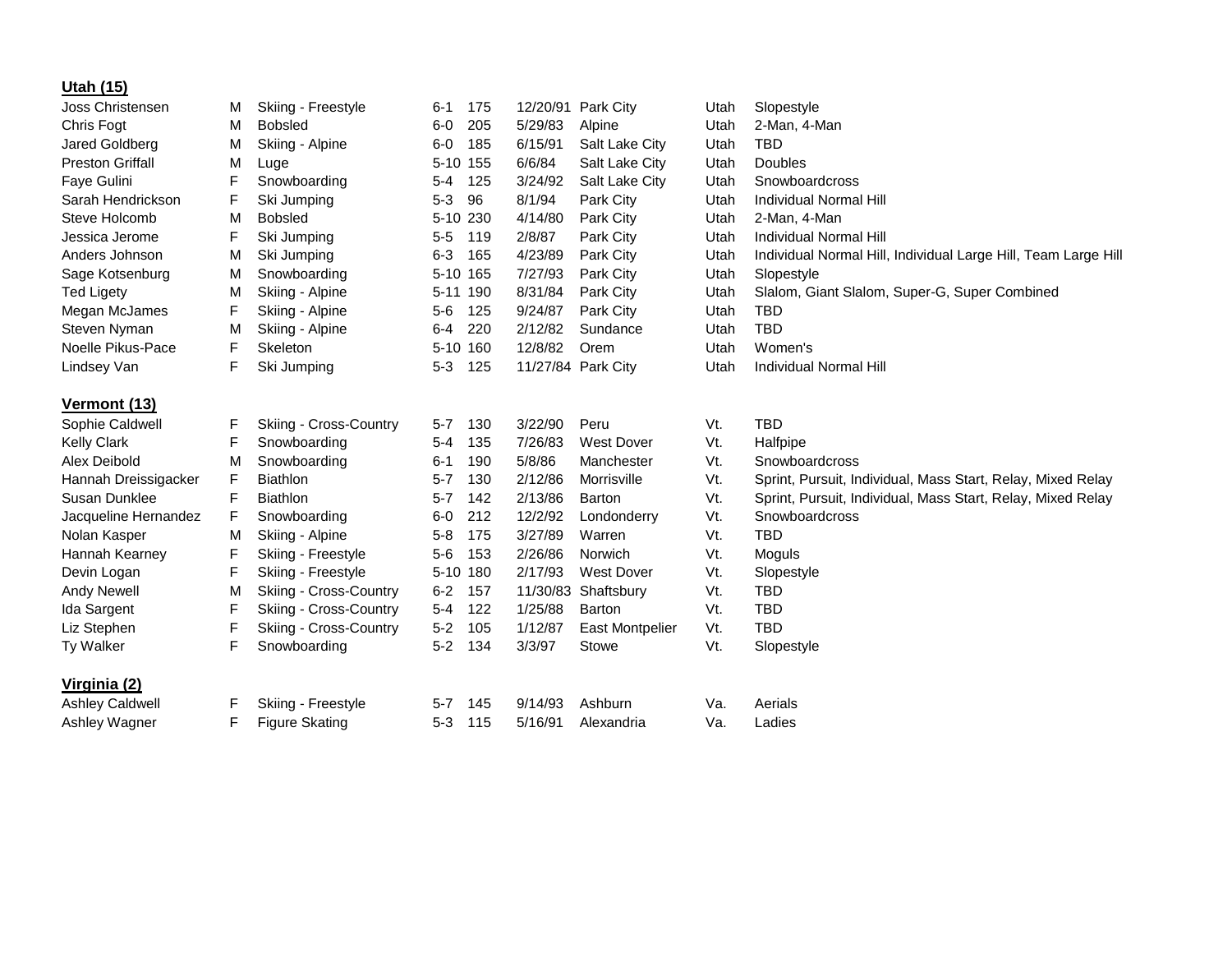**Utah (15)**

| | | | | | | | | |
|---|---|---|---|---|---|---|---|---|
| Joss Christensen | M | Skiing - Freestyle | 6-1 | 175 | 12/20/91 | Park City | Utah | Slopestyle |
| Chris Fogt | M | Bobsled | 6-0 | 205 | 5/29/83 | Alpine | Utah | 2-Man, 4-Man |
| Jared Goldberg | M | Skiing - Alpine | 6-0 | 185 | 6/15/91 | Salt Lake City | Utah | TBD |
| Preston Griffall | M | Luge | 5-10 | 155 | 6/6/84 | Salt Lake City | Utah | Doubles |
| Faye Gulini | F | Snowboarding | 5-4 | 125 | 3/24/92 | Salt Lake City | Utah | Snowboardcross |
| Sarah Hendrickson | F | Ski Jumping | 5-3 | 96 | 8/1/94 | Park City | Utah | Individual Normal Hill |
| Steve Holcomb | M | Bobsled | 5-10 | 230 | 4/14/80 | Park City | Utah | 2-Man, 4-Man |
| Jessica Jerome | F | Ski Jumping | 5-5 | 119 | 2/8/87 | Park City | Utah | Individual Normal Hill |
| Anders Johnson | M | Ski Jumping | 6-3 | 165 | 4/23/89 | Park City | Utah | Individual Normal Hill, Individual Large Hill, Team Large Hill |
| Sage Kotsenburg | M | Snowboarding | 5-10 | 165 | 7/27/93 | Park City | Utah | Slopestyle |
| Ted Ligety | M | Skiing - Alpine | 5-11 | 190 | 8/31/84 | Park City | Utah | Slalom, Giant Slalom, Super-G, Super Combined |
| Megan McJames | F | Skiing - Alpine | 5-6 | 125 | 9/24/87 | Park City | Utah | TBD |
| Steven Nyman | M | Skiing - Alpine | 6-4 | 220 | 2/12/82 | Sundance | Utah | TBD |
| Noelle Pikus-Pace | F | Skeleton | 5-10 | 160 | 12/8/82 | Orem | Utah | Women's |
| Lindsey Van | F | Ski Jumping | 5-3 | 125 | 11/27/84 | Park City | Utah | Individual Normal Hill |

**Vermont (13)**

| | | | | | | | | |
|---|---|---|---|---|---|---|---|---|
| Sophie Caldwell | F | Skiing - Cross-Country | 5-7 | 130 | 3/22/90 | Peru | Vt. | TBD |
| Kelly Clark | F | Snowboarding | 5-4 | 135 | 7/26/83 | West Dover | Vt. | Halfpipe |
| Alex Deibold | M | Snowboarding | 6-1 | 190 | 5/8/86 | Manchester | Vt. | Snowboardcross |
| Hannah Dreissigacker | F | Biathlon | 5-7 | 130 | 2/12/86 | Morrisville | Vt. | Sprint, Pursuit, Individual, Mass Start, Relay, Mixed Relay |
| Susan Dunklee | F | Biathlon | 5-7 | 142 | 2/13/86 | Barton | Vt. | Sprint, Pursuit, Individual, Mass Start, Relay, Mixed Relay |
| Jacqueline Hernandez | F | Snowboarding | 6-0 | 212 | 12/2/92 | Londonderry | Vt. | Snowboardcross |
| Nolan Kasper | M | Skiing - Alpine | 5-8 | 175 | 3/27/89 | Warren | Vt. | TBD |
| Hannah Kearney | F | Skiing - Freestyle | 5-6 | 153 | 2/26/86 | Norwich | Vt. | Moguls |
| Devin Logan | F | Skiing - Freestyle | 5-10 | 180 | 2/17/93 | West Dover | Vt. | Slopestyle |
| Andy Newell | M | Skiing - Cross-Country | 6-2 | 157 | 11/30/83 | Shaftsbury | Vt. | TBD |
| Ida Sargent | F | Skiing - Cross-Country | 5-4 | 122 | 1/25/88 | Barton | Vt. | TBD |
| Liz Stephen | F | Skiing - Cross-Country | 5-2 | 105 | 1/12/87 | East Montpelier | Vt. | TBD |
| Ty Walker | F | Snowboarding | 5-2 | 134 | 3/3/97 | Stowe | Vt. | Slopestyle |

**Virginia (2)**

| | | | | | | | | |
|---|---|---|---|---|---|---|---|---|
| Ashley Caldwell | F | Skiing - Freestyle | 5-7 | 145 | 9/14/93 | Ashburn | Va. | Aerials |
| Ashley Wagner | F | Figure Skating | 5-3 | 115 | 5/16/91 | Alexandria | Va. | Ladies |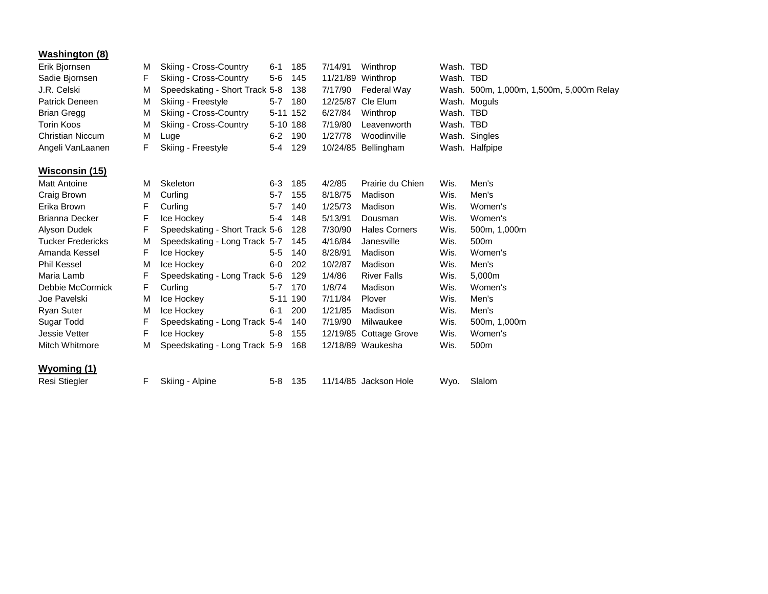**Washington (8)**

| | | | | | | | | |
|---|---|---|---|---|---|---|---|---|
| Erik Bjornsen | M | Skiing - Cross-Country | 6-1 | 185 | 7/14/91 | Winthrop | Wash. | TBD |
| Sadie Bjornsen | F | Skiing - Cross-Country | 5-6 | 145 | 11/21/89 | Winthrop | Wash. | TBD |
| J.R. Celski | M | Speedskating - Short Track | 5-8 | 138 | 7/17/90 | Federal Way | Wash. | 500m, 1,000m, 1,500m, 5,000m Relay |
| Patrick Deneen | M | Skiing - Freestyle | 5-7 | 180 | 12/25/87 | Cle Elum | Wash. | Moguls |
| Brian Gregg | M | Skiing - Cross-Country | 5-11 | 152 | 6/27/84 | Winthrop | Wash. | TBD |
| Torin Koos | M | Skiing - Cross-Country | 5-10 | 188 | 7/19/80 | Leavenworth | Wash. | TBD |
| Christian Niccum | M | Luge | 6-2 | 190 | 1/27/78 | Woodinville | Wash. | Singles |
| Angeli VanLaanen | F | Skiing - Freestyle | 5-4 | 129 | 10/24/85 | Bellingham | Wash. | Halfpipe |

**Wisconsin (15)**

| | | | | | | | | |
|---|---|---|---|---|---|---|---|---|
| Matt Antoine | M | Skeleton | 6-3 | 185 | 4/2/85 | Prairie du Chien | Wis. | Men's |
| Craig Brown | M | Curling | 5-7 | 155 | 8/18/75 | Madison | Wis. | Men's |
| Erika Brown | F | Curling | 5-7 | 140 | 1/25/73 | Madison | Wis. | Women's |
| Brianna Decker | F | Ice Hockey | 5-4 | 148 | 5/13/91 | Dousman | Wis. | Women's |
| Alyson Dudek | F | Speedskating - Short Track | 5-6 | 128 | 7/30/90 | Hales Corners | Wis. | 500m, 1,000m |
| Tucker Fredericks | M | Speedskating - Long Track | 5-7 | 145 | 4/16/84 | Janesville | Wis. | 500m |
| Amanda Kessel | F | Ice Hockey | 5-5 | 140 | 8/28/91 | Madison | Wis. | Women's |
| Phil Kessel | M | Ice Hockey | 6-0 | 202 | 10/2/87 | Madison | Wis. | Men's |
| Maria Lamb | F | Speedskating - Long Track | 5-6 | 129 | 1/4/86 | River Falls | Wis. | 5,000m |
| Debbie McCormick | F | Curling | 5-7 | 170 | 1/8/74 | Madison | Wis. | Women's |
| Joe Pavelski | M | Ice Hockey | 5-11 | 190 | 7/11/84 | Plover | Wis. | Men's |
| Ryan Suter | M | Ice Hockey | 6-1 | 200 | 1/21/85 | Madison | Wis. | Men's |
| Sugar Todd | F | Speedskating - Long Track | 5-4 | 140 | 7/19/90 | Milwaukee | Wis. | 500m, 1,000m |
| Jessie Vetter | F | Ice Hockey | 5-8 | 155 | 12/19/85 | Cottage Grove | Wis. | Women's |
| Mitch Whitmore | M | Speedskating - Long Track | 5-9 | 168 | 12/18/89 | Waukesha | Wis. | 500m |

**Wyoming (1)**

| | | | | | | | | |
|---|---|---|---|---|---|---|---|---|
| Resi Stiegler | F | Skiing - Alpine | 5-8 | 135 | 11/14/85 | Jackson Hole | Wyo. | Slalom |